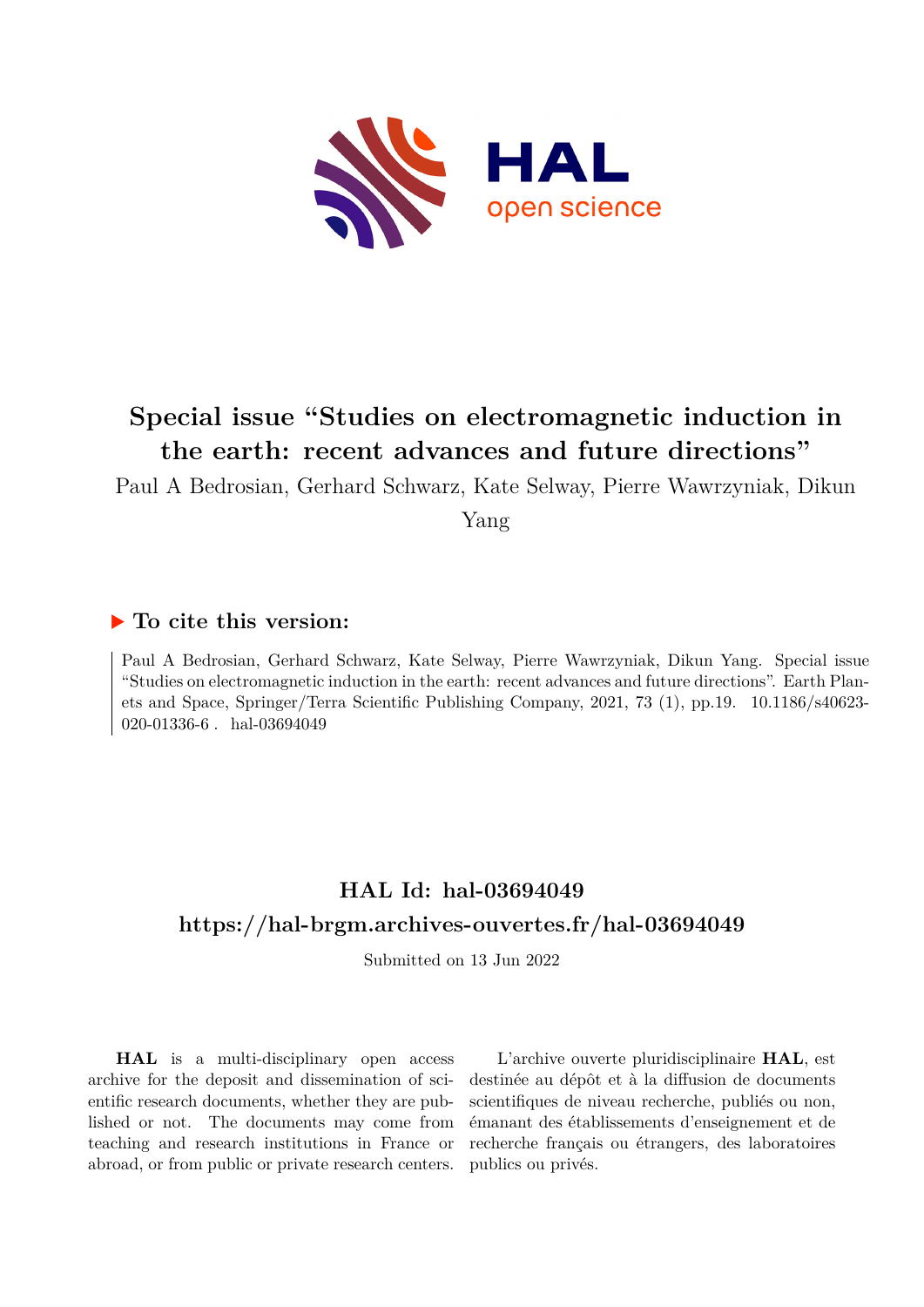# Special issue "Studies on electromagnetic induction in the earth: recent advances and future directions"

Paul A Bedrosian, Gerhard Schwarz, Kate Selway, Pierre Wawrzyniak, Dikun Yang

## ▶ To cite this version:

Paul A Bedrosian, Gerhard Schwarz, Kate Selway, Pierre Wawrzyniak, Dikun Yang. Special issue "Studies on electromagnetic induction in the earth: recent advances and future directions". Earth Planets and Space, Springer/Terra Scientific Publishing Company, 2021, 73 (1), pp.19. 10.1186/s40623-020-01336-6 . hal-03694049

## HAL Id: hal-03694049
## https://hal-brgm.archives-ouvertes.fr/hal-03694049

Submitted on 13 Jun 2022

**HAL** is a multi-disciplinary open access archive for the deposit and dissemination of scientific research documents, whether they are published or not. The documents may come from teaching and research institutions in France or abroad, or from public or private research centers.

L'archive ouverte pluridisciplinaire **HAL**, est destinée au dépôt et à la diffusion de documents scientifiques de niveau recherche, publiés ou non, émanant des établissements d'enseignement et de recherche français ou étrangers, des laboratoires publics ou privés.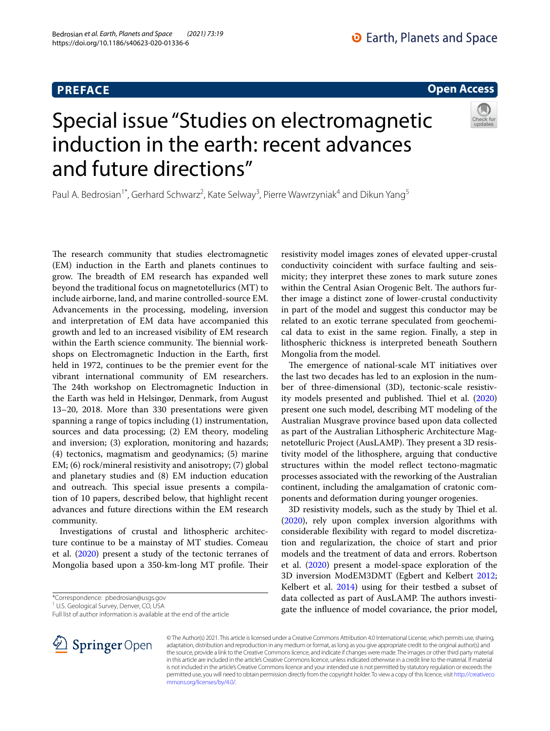PREFACE

Open Access

# Special issue "Studies on electromagnetic induction in the earth: recent advances and future directions"

Paul A. Bedrosian[1*], Gerhard Schwarz[2], Kate Selway[3], Pierre Wawrzyniak[4] and Dikun Yang[5]

The research community that studies electromagnetic (EM) induction in the Earth and planets continues to grow. The breadth of EM research has expanded well beyond the traditional focus on magnetotellurics (MT) to include airborne, land, and marine controlled-source EM. Advancements in the processing, modeling, inversion and interpretation of EM data have accompanied this growth and led to an increased visibility of EM research within the Earth science community. The biennial workshops on Electromagnetic Induction in the Earth, first held in 1972, continues to be the premier event for the vibrant international community of EM researchers. The 24th workshop on Electromagnetic Induction in the Earth was held in Helsingør, Denmark, from August 13–20, 2018. More than 330 presentations were given spanning a range of topics including (1) instrumentation, sources and data processing; (2) EM theory, modeling and inversion; (3) exploration, monitoring and hazards; (4) tectonics, magmatism and geodynamics; (5) marine EM; (6) rock/mineral resistivity and anisotropy; (7) global and planetary studies and (8) EM induction education and outreach. This special issue presents a compilation of 10 papers, described below, that highlight recent advances and future directions within the EM research community.

Investigations of crustal and lithospheric architecture continue to be a mainstay of MT studies. Comeau et al. (2020) present a study of the tectonic terranes of Mongolia based upon a 350-km-long MT profile. Their resistivity model images zones of elevated upper-crustal conductivity coincident with surface faulting and seismicity; they interpret these zones to mark suture zones within the Central Asian Orogenic Belt. The authors further image a distinct zone of lower-crustal conductivity in part of the model and suggest this conductor may be related to an exotic terrane speculated from geochemical data to exist in the same region. Finally, a step in lithospheric thickness is interpreted beneath Southern Mongolia from the model.

The emergence of national-scale MT initiatives over the last two decades has led to an explosion in the number of three-dimensional (3D), tectonic-scale resistivity models presented and published. Thiel et al. (2020) present one such model, describing MT modeling of the Australian Musgrave province based upon data collected as part of the Australian Lithospheric Architecture Magnetotelluric Project (AusLAMP). They present a 3D resistivity model of the lithosphere, arguing that conductive structures within the model reflect tectono-magmatic processes associated with the reworking of the Australian continent, including the amalgamation of cratonic components and deformation during younger orogenies.

3D resistivity models, such as the study by Thiel et al. (2020), rely upon complex inversion algorithms with considerable flexibility with regard to model discretization and regularization, the choice of start and prior models and the treatment of data and errors. Robertson et al. (2020) present a model-space exploration of the 3D inversion ModEM3DMT (Egbert and Kelbert 2012; Kelbert et al. 2014) using for their testbed a subset of data collected as part of AusLAMP. The authors investigate the influence of model covariance, the prior model,

*Correspondence: pbedrosian@usgs.gov
[1] U.S. Geological Survey, Denver, CO, USA
Full list of author information is available at the end of the article

© The Author(s) 2021. This article is licensed under a Creative Commons Attribution 4.0 International License, which permits use, sharing, adaptation, distribution and reproduction in any medium or format, as long as you give appropriate credit to the original author(s) and the source, provide a link to the Creative Commons licence, and indicate if changes were made. The images or other third party material in this article are included in the article's Creative Commons licence, unless indicated otherwise in a credit line to the material. If material is not included in the article's Creative Commons licence and your intended use is not permitted by statutory regulation or exceeds the permitted use, you will need to obtain permission directly from the copyright holder. To view a copy of this licence, visit http://creativecommons.org/licenses/by/4.0/.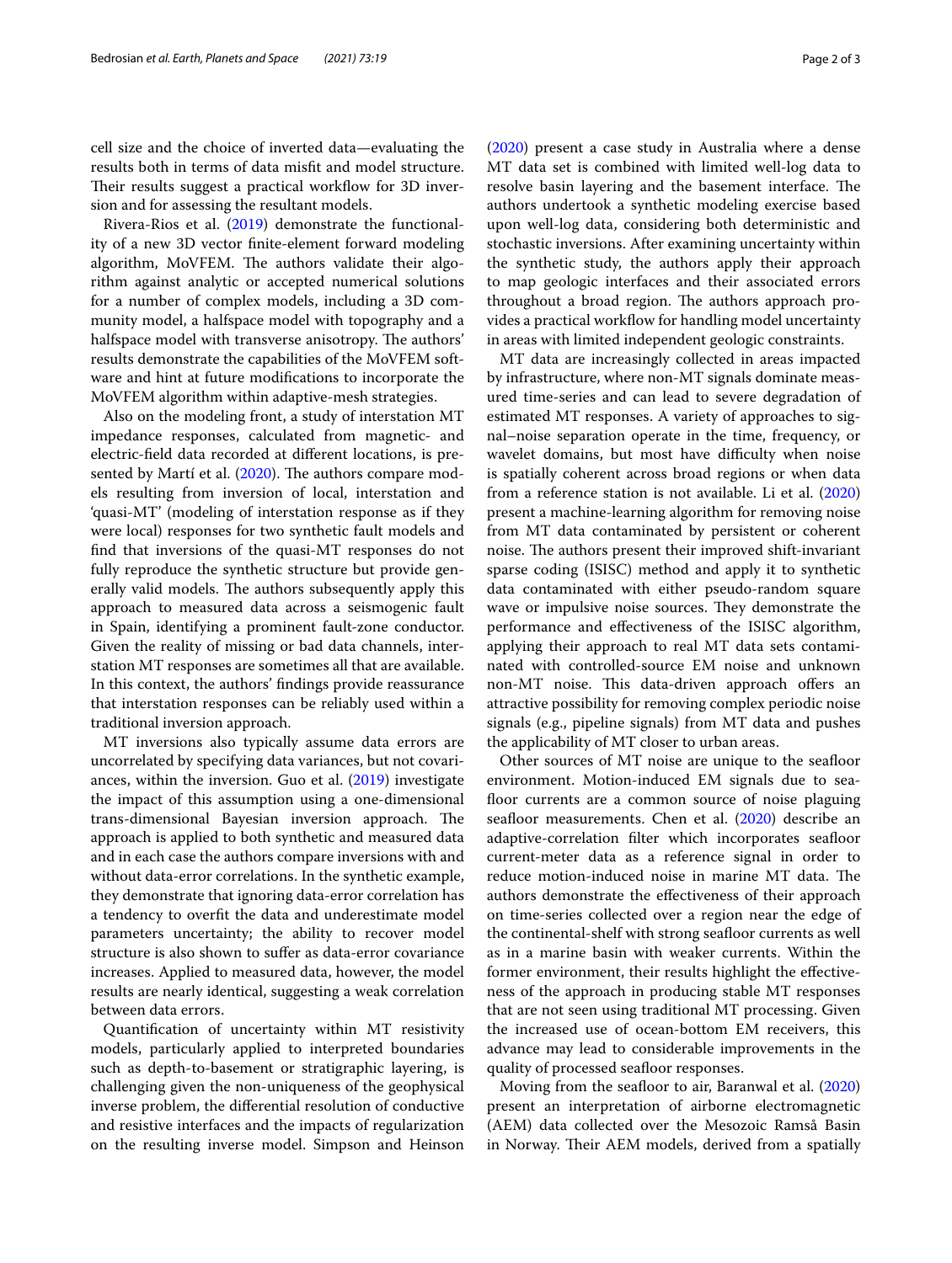cell size and the choice of inverted data—evaluating the results both in terms of data misfit and model structure. Their results suggest a practical workflow for 3D inversion and for assessing the resultant models.

Rivera-Rios et al. (2019) demonstrate the functionality of a new 3D vector finite-element forward modeling algorithm, MoVFEM. The authors validate their algorithm against analytic or accepted numerical solutions for a number of complex models, including a 3D community model, a halfspace model with topography and a halfspace model with transverse anisotropy. The authors' results demonstrate the capabilities of the MoVFEM software and hint at future modifications to incorporate the MoVFEM algorithm within adaptive-mesh strategies.

Also on the modeling front, a study of interstation MT impedance responses, calculated from magnetic- and electric-field data recorded at different locations, is presented by Martí et al. (2020). The authors compare models resulting from inversion of local, interstation and 'quasi-MT' (modeling of interstation response as if they were local) responses for two synthetic fault models and find that inversions of the quasi-MT responses do not fully reproduce the synthetic structure but provide generally valid models. The authors subsequently apply this approach to measured data across a seismogenic fault in Spain, identifying a prominent fault-zone conductor. Given the reality of missing or bad data channels, interstation MT responses are sometimes all that are available. In this context, the authors' findings provide reassurance that interstation responses can be reliably used within a traditional inversion approach.

MT inversions also typically assume data errors are uncorrelated by specifying data variances, but not covariances, within the inversion. Guo et al. (2019) investigate the impact of this assumption using a one-dimensional trans-dimensional Bayesian inversion approach. The approach is applied to both synthetic and measured data and in each case the authors compare inversions with and without data-error correlations. In the synthetic example, they demonstrate that ignoring data-error correlation has a tendency to overfit the data and underestimate model parameters uncertainty; the ability to recover model structure is also shown to suffer as data-error covariance increases. Applied to measured data, however, the model results are nearly identical, suggesting a weak correlation between data errors.

Quantification of uncertainty within MT resistivity models, particularly applied to interpreted boundaries such as depth-to-basement or stratigraphic layering, is challenging given the non-uniqueness of the geophysical inverse problem, the differential resolution of conductive and resistive interfaces and the impacts of regularization on the resulting inverse model. Simpson and Heinson (2020) present a case study in Australia where a dense MT data set is combined with limited well-log data to resolve basin layering and the basement interface. The authors undertook a synthetic modeling exercise based upon well-log data, considering both deterministic and stochastic inversions. After examining uncertainty within the synthetic study, the authors apply their approach to map geologic interfaces and their associated errors throughout a broad region. The authors approach provides a practical workflow for handling model uncertainty in areas with limited independent geologic constraints.

MT data are increasingly collected in areas impacted by infrastructure, where non-MT signals dominate measured time-series and can lead to severe degradation of estimated MT responses. A variety of approaches to signal–noise separation operate in the time, frequency, or wavelet domains, but most have difficulty when noise is spatially coherent across broad regions or when data from a reference station is not available. Li et al. (2020) present a machine-learning algorithm for removing noise from MT data contaminated by persistent or coherent noise. The authors present their improved shift-invariant sparse coding (ISISC) method and apply it to synthetic data contaminated with either pseudo-random square wave or impulsive noise sources. They demonstrate the performance and effectiveness of the ISISC algorithm, applying their approach to real MT data sets contaminated with controlled-source EM noise and unknown non-MT noise. This data-driven approach offers an attractive possibility for removing complex periodic noise signals (e.g., pipeline signals) from MT data and pushes the applicability of MT closer to urban areas.

Other sources of MT noise are unique to the seafloor environment. Motion-induced EM signals due to seafloor currents are a common source of noise plaguing seafloor measurements. Chen et al. (2020) describe an adaptive-correlation filter which incorporates seafloor current-meter data as a reference signal in order to reduce motion-induced noise in marine MT data. The authors demonstrate the effectiveness of their approach on time-series collected over a region near the edge of the continental-shelf with strong seafloor currents as well as in a marine basin with weaker currents. Within the former environment, their results highlight the effectiveness of the approach in producing stable MT responses that are not seen using traditional MT processing. Given the increased use of ocean-bottom EM receivers, this advance may lead to considerable improvements in the quality of processed seafloor responses.

Moving from the seafloor to air, Baranwal et al. (2020) present an interpretation of airborne electromagnetic (AEM) data collected over the Mesozoic Ramså Basin in Norway. Their AEM models, derived from a spatially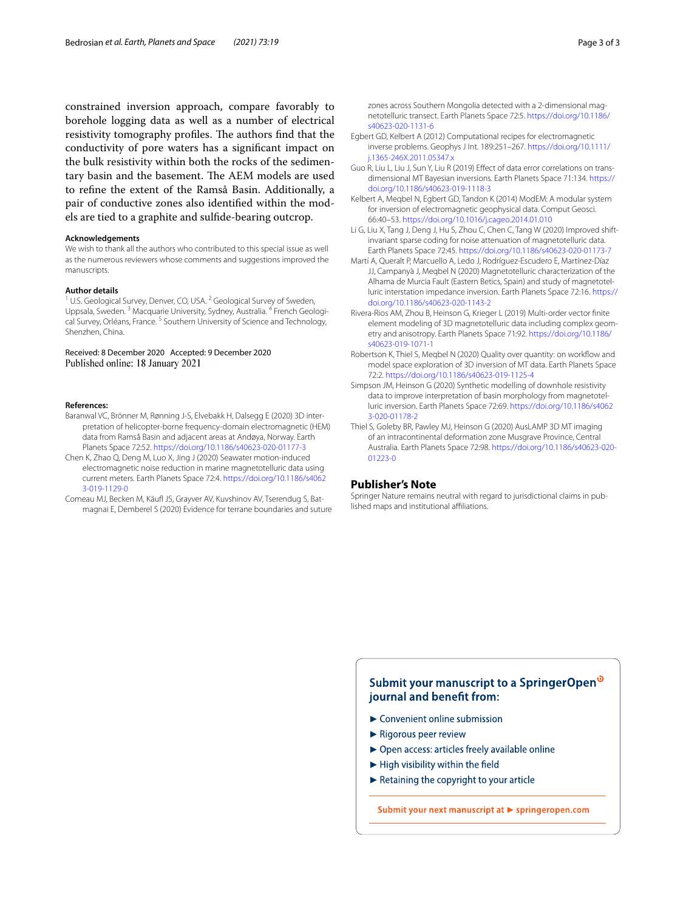constrained inversion approach, compare favorably to borehole logging data as well as a number of electrical resistivity tomography profiles. The authors find that the conductivity of pore waters has a significant impact on the bulk resistivity within both the rocks of the sedimentary basin and the basement. The AEM models are used to refine the extent of the Ramså Basin. Additionally, a pair of conductive zones also identified within the models are tied to a graphite and sulfide-bearing outcrop.

#### Acknowledgements

We wish to thank all the authors who contributed to this special issue as well as the numerous reviewers whose comments and suggestions improved the manuscripts.

#### Author details

[1] U.S. Geological Survey, Denver, CO, USA. [2] Geological Survey of Sweden, Uppsala, Sweden. [3] Macquarie University, Sydney, Australia. [4] French Geological Survey, Orléans, France. [5] Southern University of Science and Technology, Shenzhen, China.

Received: 8 December 2020 Accepted: 9 December 2020
Published online: 18 January 2021

#### References:

- Baranwal VC, Brönner M, Rønning J-S, Elvebakk H, Dalsegg E (2020) 3D interpretation of helicopter-borne frequency-domain electromagnetic (HEM) data from Ramså Basin and adjacent areas at Andøya, Norway. Earth Planets Space 72:52. https://doi.org/10.1186/s40623-020-01177-3
- Chen K, Zhao Q, Deng M, Luo X, Jing J (2020) Seawater motion-induced electromagnetic noise reduction in marine magnetotelluric data using current meters. Earth Planets Space 72:4. https://doi.org/10.1186/s40623-019-1129-0
- Comeau MJ, Becken M, Käufl JS, Grayver AV, Kuvshinov AV, Tserendug S, Batmagnai E, Demberel S (2020) Evidence for terrane boundaries and suture zones across Southern Mongolia detected with a 2-dimensional magnetotelluric transect. Earth Planets Space 72:5. https://doi.org/10.1186/s40623-020-1131-6
- Egbert GD, Kelbert A (2012) Computational recipes for electromagnetic inverse problems. Geophys J Int. 189:251–267. https://doi.org/10.1111/j.1365-246X.2011.05347.x
- Guo R, Liu L, Liu J, Sun Y, Liu R (2019) Effect of data error correlations on trans-dimensional MT Bayesian inversions. Earth Planets Space 71:134. https://doi.org/10.1186/s40623-019-1118-3
- Kelbert A, Meqbel N, Egbert GD, Tandon K (2014) ModEM: A modular system for inversion of electromagnetic geophysical data. Comput Geosci. 66:40–53. https://doi.org/10.1016/j.cageo.2014.01.010
- Li G, Liu X, Tang J, Deng J, Hu S, Zhou C, Chen C, Tang W (2020) Improved shift-invariant sparse coding for noise attenuation of magnetotelluric data. Earth Planets Space 72:45. https://doi.org/10.1186/s40623-020-01173-7
- Martí A, Queralt P, Marcuello A, Ledo J, Rodríguez-Escudero E, Martínez-Díaz JJ, Campanyà J, Meqbel N (2020) Magnetotelluric characterization of the Alhama de Murcia Fault (Eastern Betics, Spain) and study of magnetotelluric interstation impedance inversion. Earth Planets Space 72:16. https://doi.org/10.1186/s40623-020-1143-2
- Rivera-Rios AM, Zhou B, Heinson G, Krieger L (2019) Multi-order vector finite element modeling of 3D magnetotelluric data including complex geometry and anisotropy. Earth Planets Space 71:92. https://doi.org/10.1186/s40623-019-1071-1
- Robertson K, Thiel S, Meqbel N (2020) Quality over quantity: on workflow and model space exploration of 3D inversion of MT data. Earth Planets Space 72:2. https://doi.org/10.1186/s40623-019-1125-4
- Simpson JM, Heinson G (2020) Synthetic modelling of downhole resistivity data to improve interpretation of basin morphology from magnetotelluric inversion. Earth Planets Space 72:69. https://doi.org/10.1186/s40623-020-01178-2
- Thiel S, Goleby BR, Pawley MJ, Heinson G (2020) AusLAMP 3D MT imaging of an intracontinental deformation zone Musgrave Province, Central Australia. Earth Planets Space 72:98. https://doi.org/10.1186/s40623-020-01223-0

### Publisher's Note

Springer Nature remains neutral with regard to jurisdictional claims in published maps and institutional affiliations.